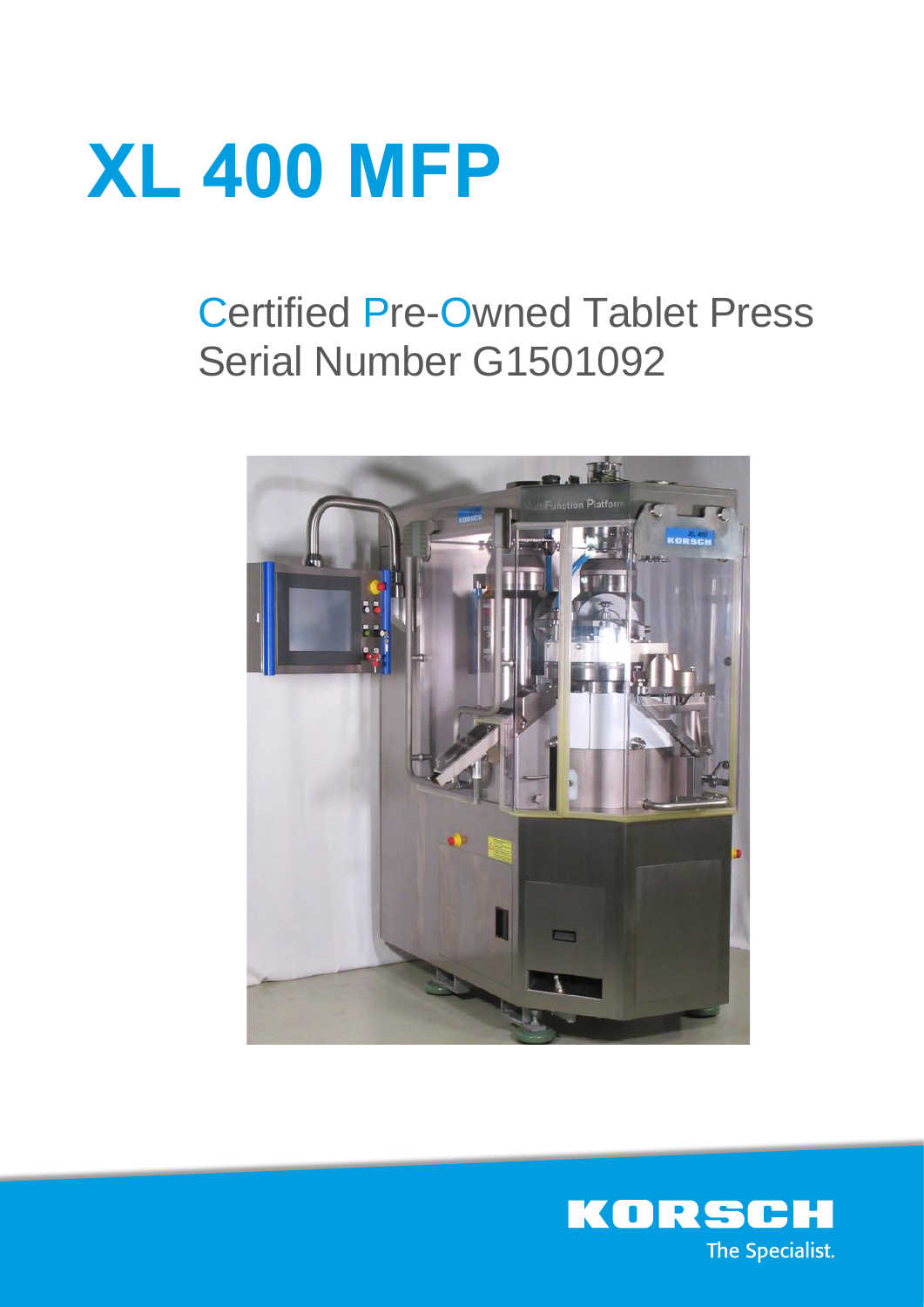# XL 400 MFP

## Certified Pre-Owned Tablet Press
## Serial Number G1501092

KORSCH
The Specialist.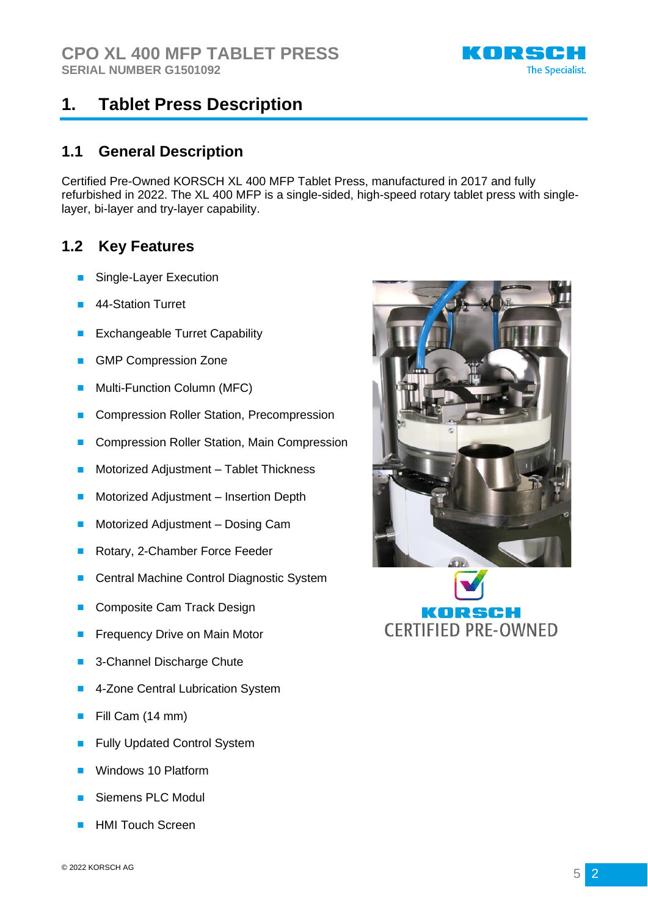# 1. Tablet Press Description

## 1.1 General Description

Certified Pre-Owned KORSCH XL 400 MFP Tablet Press, manufactured in 2017 and fully refurbished in 2022. The XL 400 MFP is a single-sided, high-speed rotary tablet press with single-layer, bi-layer and try-layer capability.

## 1.2 Key Features

- Single-Layer Execution
- 44-Station Turret
- Exchangeable Turret Capability
- GMP Compression Zone
- Multi-Function Column (MFC)
- Compression Roller Station, Precompression
- Compression Roller Station, Main Compression
- Motorized Adjustment – Tablet Thickness
- Motorized Adjustment – Insertion Depth
- Motorized Adjustment – Dosing Cam
- Rotary, 2-Chamber Force Feeder
- Central Machine Control Diagnostic System
- Composite Cam Track Design
- Frequency Drive on Main Motor
- 3-Channel Discharge Chute
- 4-Zone Central Lubrication System
- Fill Cam (14 mm)
- Fully Updated Control System
- Windows 10 Platform
- Siemens PLC Modul
- HMI Touch Screen

KORSCH CERTIFIED PRE-OWNED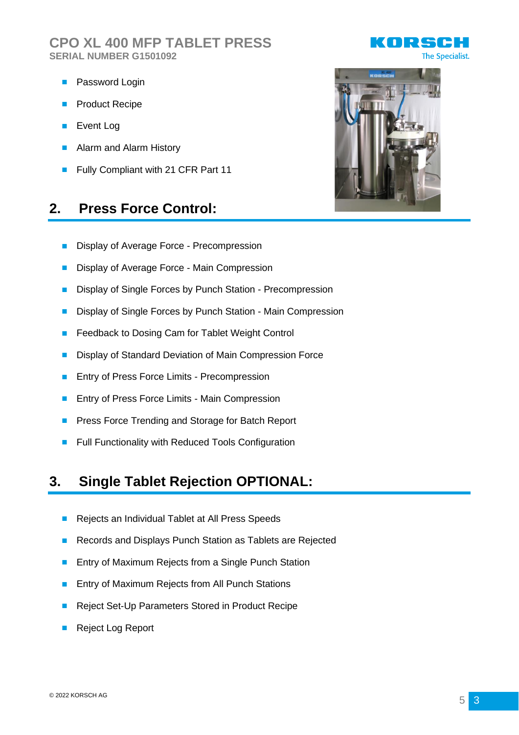- Password Login
- Product Recipe
- Event Log
- Alarm and Alarm History
- Fully Compliant with 21 CFR Part 11

## 2. Press Force Control:

- Display of Average Force - Precompression
- Display of Average Force - Main Compression
- Display of Single Forces by Punch Station - Precompression
- Display of Single Forces by Punch Station - Main Compression
- Feedback to Dosing Cam for Tablet Weight Control
- Display of Standard Deviation of Main Compression Force
- Entry of Press Force Limits - Precompression
- Entry of Press Force Limits - Main Compression
- Press Force Trending and Storage for Batch Report
- Full Functionality with Reduced Tools Configuration

## 3. Single Tablet Rejection OPTIONAL:

- Rejects an Individual Tablet at All Press Speeds
- Records and Displays Punch Station as Tablets are Rejected
- Entry of Maximum Rejects from a Single Punch Station
- Entry of Maximum Rejects from All Punch Stations
- Reject Set-Up Parameters Stored in Product Recipe
- Reject Log Report

© 2022 KORSCH AG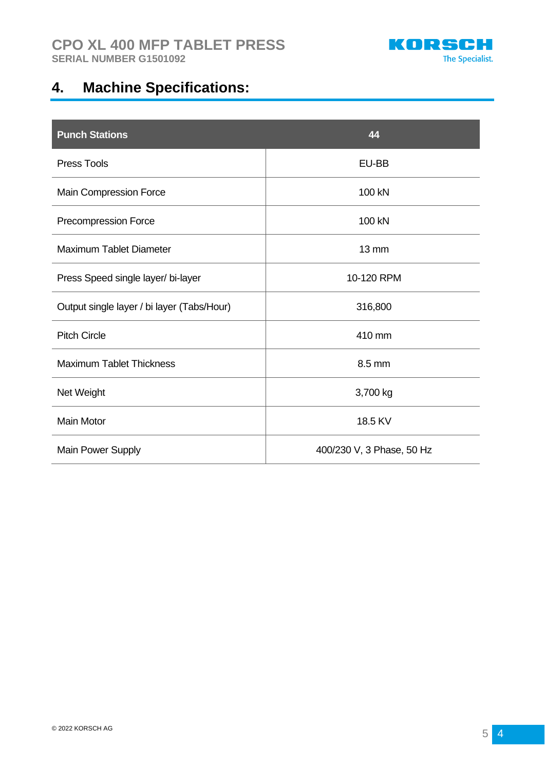## 4. Machine Specifications:

| Punch Stations | 44 |
|---|---|
| Press Tools | EU-BB |
| Main Compression Force | 100 kN |
| Precompression Force | 100 kN |
| Maximum Tablet Diameter | 13 mm |
| Press Speed single layer/ bi-layer | 10-120 RPM |
| Output single layer / bi layer (Tabs/Hour) | 316,800 |
| Pitch Circle | 410 mm |
| Maximum Tablet Thickness | 8.5 mm |
| Net Weight | 3,700 kg |
| Main Motor | 18.5 KV |
| Main Power Supply | 400/230 V, 3 Phase, 50 Hz |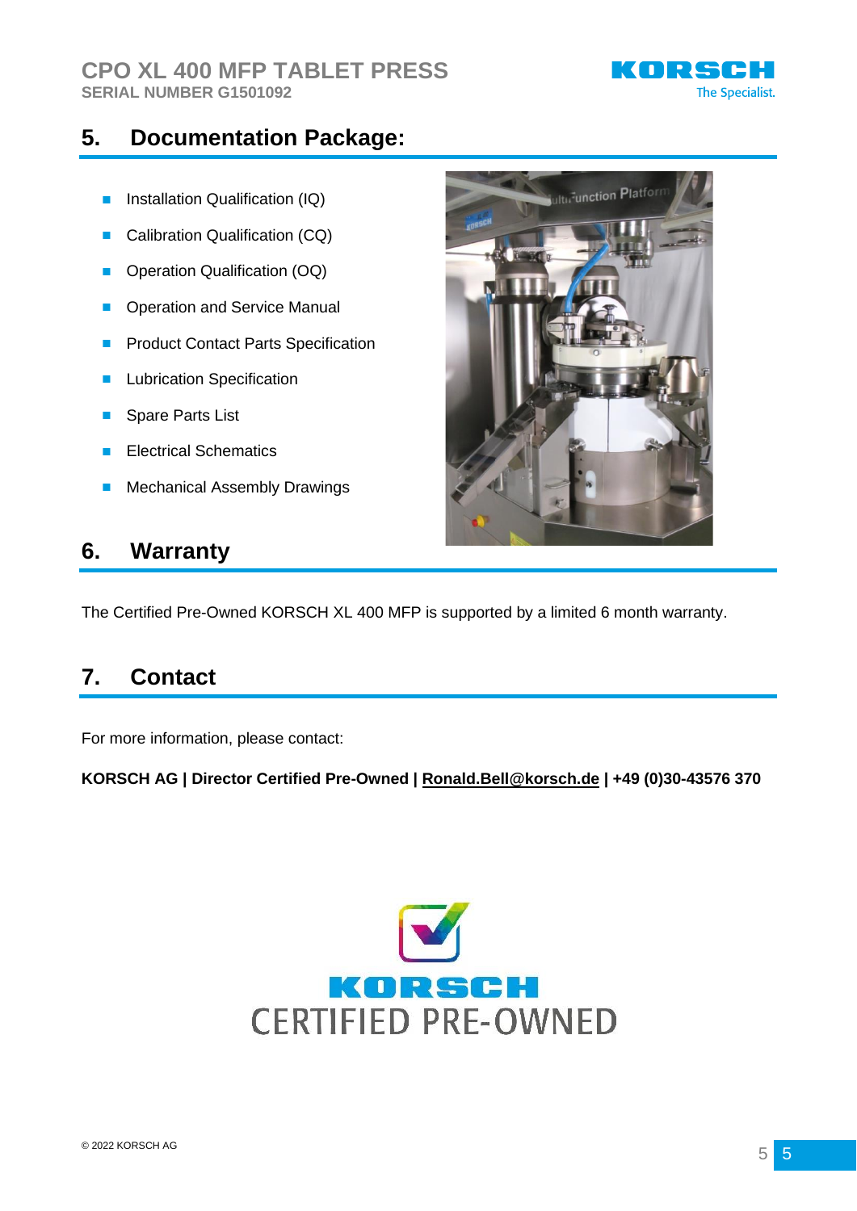## 5. Documentation Package:

- Installation Qualification (IQ)
- Calibration Qualification (CQ)
- Operation Qualification (OQ)
- Operation and Service Manual
- Product Contact Parts Specification
- Lubrication Specification
- Spare Parts List
- Electrical Schematics
- Mechanical Assembly Drawings

## 6. Warranty

The Certified Pre-Owned KORSCH XL 400 MFP is supported by a limited 6 month warranty.

## 7. Contact

For more information, please contact:

**KORSCH AG | Director Certified Pre-Owned | Ronald.Bell@korsch.de | +49 (0)30-43576 370**

KORSCH
CERTIFIED PRE-OWNED

© 2022 KORSCH AG